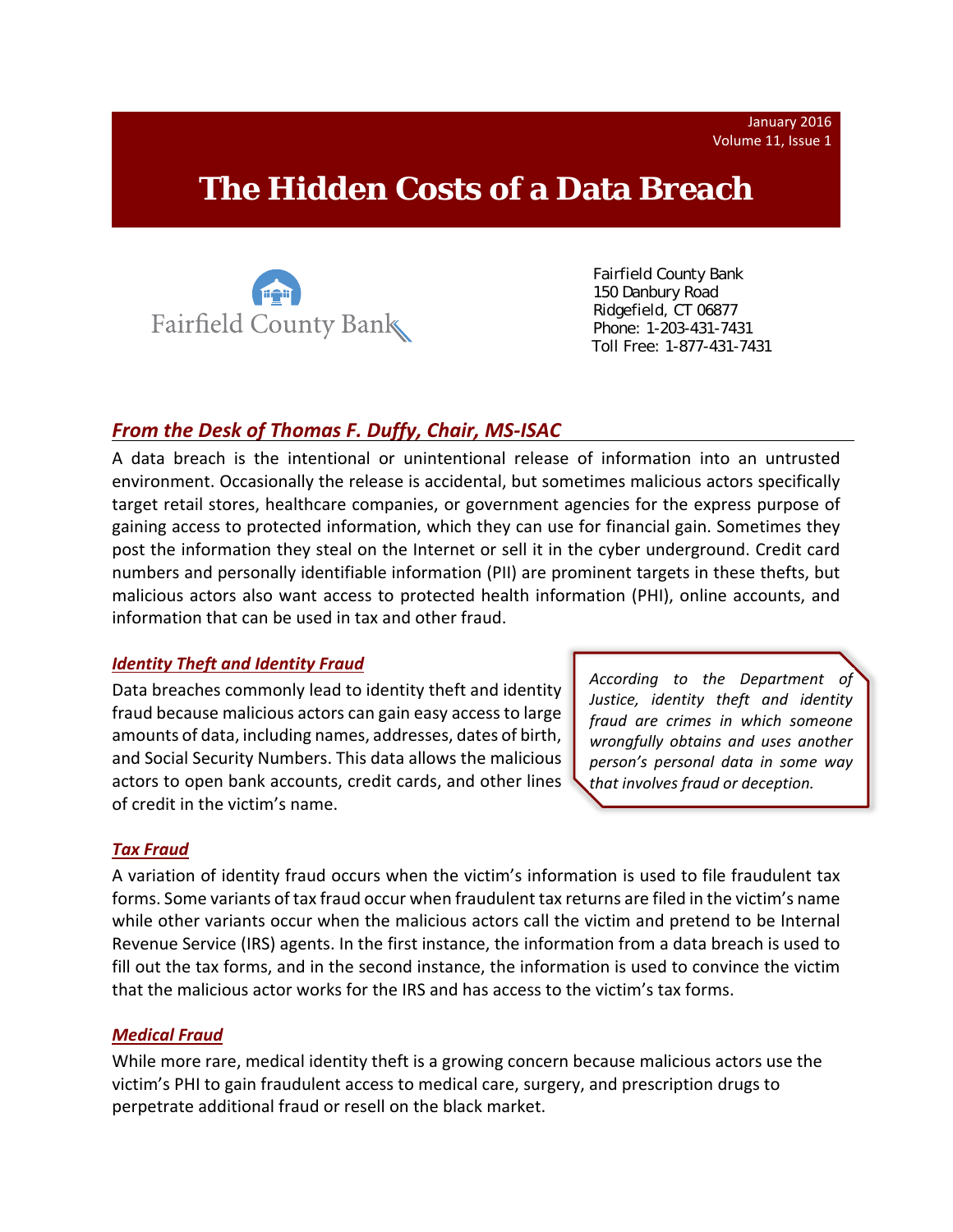January 2016
Volume 11, Issue 1

# The Hidden Costs of a Data Breach

Fairfield County Bank

Fairfield County Bank
150 Danbury Road
Ridgefield, CT 06877
Phone: 1-203-431-7431
Toll Free: 1-877-431-7431

## *From the Desk of Thomas F. Duffy, Chair, MS-ISAC*

A data breach is the intentional or unintentional release of information into an untrusted environment. Occasionally the release is accidental, but sometimes malicious actors specifically target retail stores, healthcare companies, or government agencies for the express purpose of gaining access to protected information, which they can use for financial gain. Sometimes they post the information they steal on the Internet or sell it in the cyber underground. Credit card numbers and personally identifiable information (PII) are prominent targets in these thefts, but malicious actors also want access to protected health information (PHI), online accounts, and information that can be used in tax and other fraud.

### *Identity Theft and Identity Fraud*

Data breaches commonly lead to identity theft and identity fraud because malicious actors can gain easy access to large amounts of data, including names, addresses, dates of birth, and Social Security Numbers. This data allows the malicious actors to open bank accounts, credit cards, and other lines of credit in the victim's name.

> *According to the Department of Justice, identity theft and identity fraud are crimes in which someone wrongfully obtains and uses another person's personal data in some way that involves fraud or deception.*

### *Tax Fraud*

A variation of identity fraud occurs when the victim's information is used to file fraudulent tax forms. Some variants of tax fraud occur when fraudulent tax returns are filed in the victim's name while other variants occur when the malicious actors call the victim and pretend to be Internal Revenue Service (IRS) agents. In the first instance, the information from a data breach is used to fill out the tax forms, and in the second instance, the information is used to convince the victim that the malicious actor works for the IRS and has access to the victim's tax forms.

### *Medical Fraud*

While more rare, medical identity theft is a growing concern because malicious actors use the victim's PHI to gain fraudulent access to medical care, surgery, and prescription drugs to perpetrate additional fraud or resell on the black market.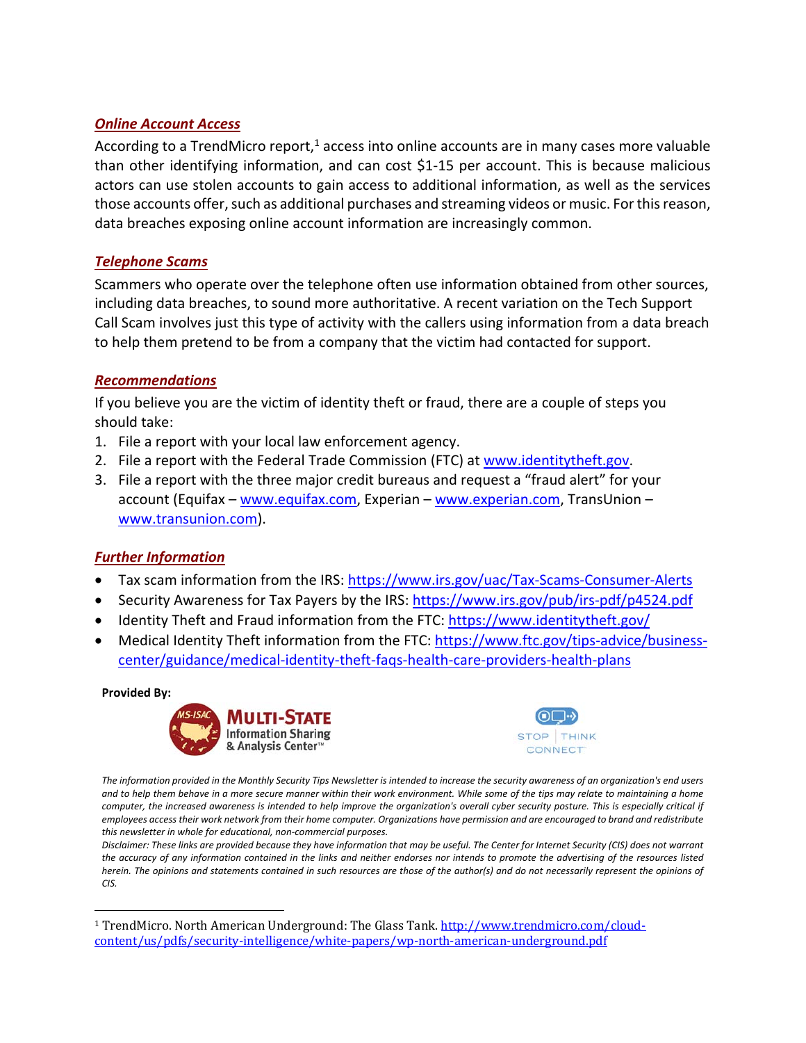## ***Online Account Access***

According to a TrendMicro report,[1] access into online accounts are in many cases more valuable than other identifying information, and can cost $1-15 per account. This is because malicious actors can use stolen accounts to gain access to additional information, as well as the services those accounts offer, such as additional purchases and streaming videos or music. For this reason, data breaches exposing online account information are increasingly common.

## ***Telephone Scams***

Scammers who operate over the telephone often use information obtained from other sources, including data breaches, to sound more authoritative. A recent variation on the Tech Support Call Scam involves just this type of activity with the callers using information from a data breach to help them pretend to be from a company that the victim had contacted for support.

## ***Recommendations***

If you believe you are the victim of identity theft or fraud, there are a couple of steps you should take:

1. File a report with your local law enforcement agency.
2. File a report with the Federal Trade Commission (FTC) at www.identitytheft.gov.
3. File a report with the three major credit bureaus and request a "fraud alert" for your account (Equifax – www.equifax.com, Experian – www.experian.com, TransUnion – www.transunion.com).

## ***Further Information***

- Tax scam information from the IRS: https://www.irs.gov/uac/Tax-Scams-Consumer-Alerts
- Security Awareness for Tax Payers by the IRS: https://www.irs.gov/pub/irs-pdf/p4524.pdf
- Identity Theft and Fraud information from the FTC: https://www.identitytheft.gov/
- Medical Identity Theft information from the FTC: https://www.ftc.gov/tips-advice/business-center/guidance/medical-identity-theft-faqs-health-care-providers-health-plans

**Provided By:**

MS-ISAC Multi-State Information Sharing & Analysis Center™

STOP | THINK CONNECT

*The information provided in the Monthly Security Tips Newsletter is intended to increase the security awareness of an organization's end users and to help them behave in a more secure manner within their work environment. While some of the tips may relate to maintaining a home computer, the increased awareness is intended to help improve the organization's overall cyber security posture. This is especially critical if employees access their work network from their home computer. Organizations have permission and are encouraged to brand and redistribute this newsletter in whole for educational, non-commercial purposes.*

*Disclaimer: These links are provided because they have information that may be useful. The Center for Internet Security (CIS) does not warrant the accuracy of any information contained in the links and neither endorses nor intends to promote the advertising of the resources listed herein. The opinions and statements contained in such resources are those of the author(s) and do not necessarily represent the opinions of CIS.*

---

[1] TrendMicro. North American Underground: The Glass Tank. http://www.trendmicro.com/cloud-content/us/pdfs/security-intelligence/white-papers/wp-north-american-underground.pdf